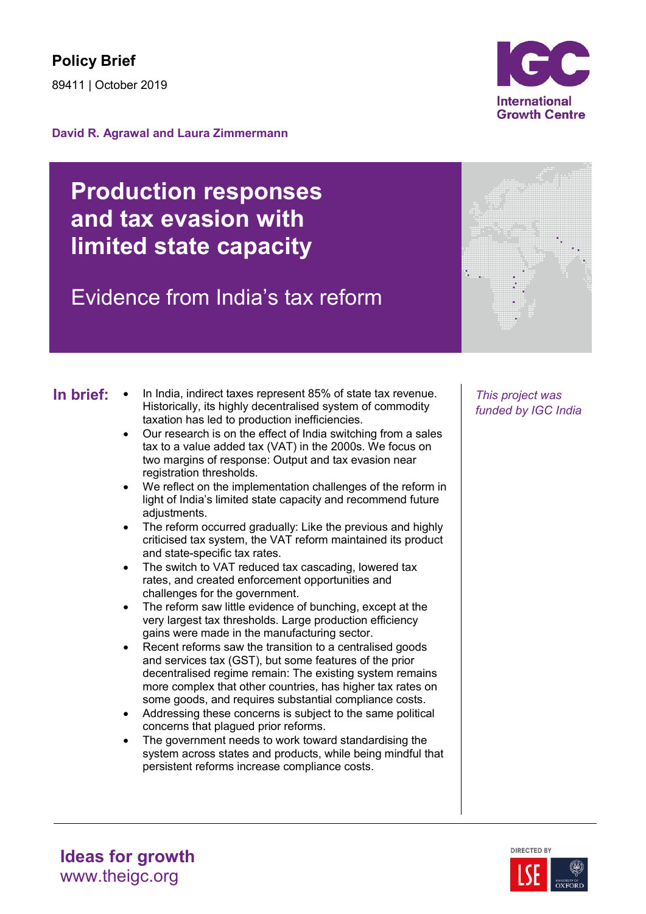**Policy Brief**

89411 | October 2019

**David R. Agrawal and Laura Zimmermann**

# Production responses and tax evasion with limited state capacity

## Evidence from India's tax reform

**In brief:**

- In India, indirect taxes represent 85% of state tax revenue. Historically, its highly decentralised system of commodity taxation has led to production inefficiencies.
- Our research is on the effect of India switching from a sales tax to a value added tax (VAT) in the 2000s. We focus on two margins of response: Output and tax evasion near registration thresholds.
- We reflect on the implementation challenges of the reform in light of India's limited state capacity and recommend future adjustments.
- The reform occurred gradually: Like the previous and highly criticised tax system, the VAT reform maintained its product and state-specific tax rates.
- The switch to VAT reduced tax cascading, lowered tax rates, and created enforcement opportunities and challenges for the government.
- The reform saw little evidence of bunching, except at the very largest tax thresholds. Large production efficiency gains were made in the manufacturing sector.
- Recent reforms saw the transition to a centralised goods and services tax (GST), but some features of the prior decentralised regime remain: The existing system remains more complex that other countries, has higher tax rates on some goods, and requires substantial compliance costs.
- Addressing these concerns is subject to the same political concerns that plagued prior reforms.
- The government needs to work toward standardising the system across states and products, while being mindful that persistent reforms increase compliance costs.

*This project was funded by IGC India*

**Ideas for growth**
www.theigc.org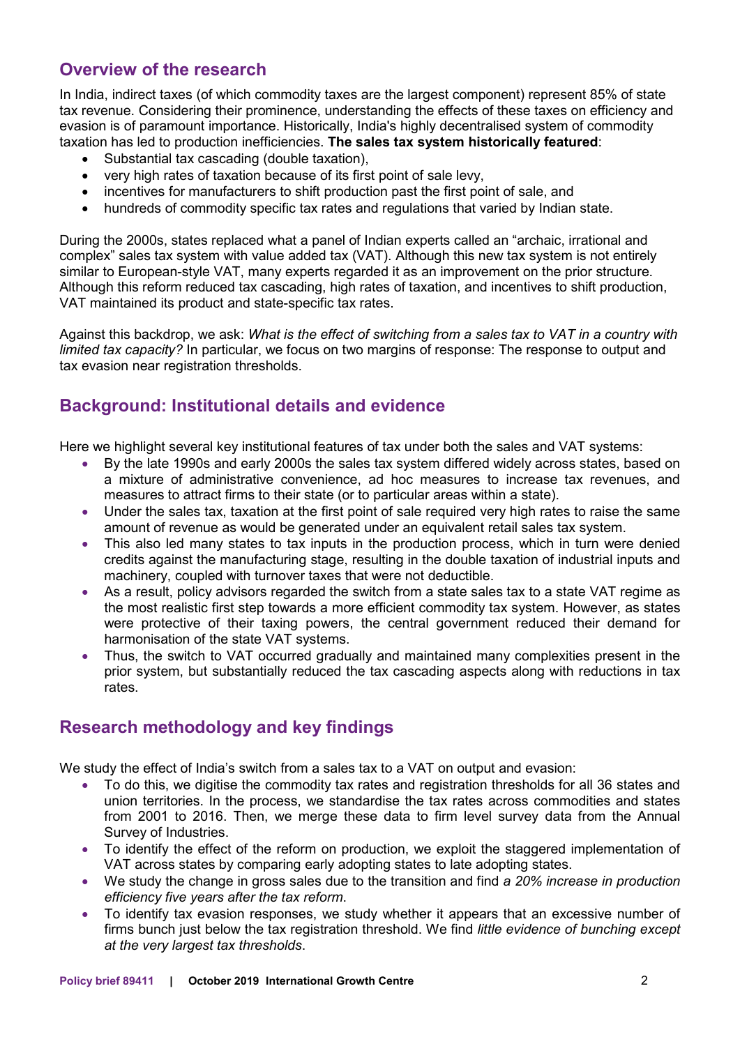## Overview of the research

In India, indirect taxes (of which commodity taxes are the largest component) represent 85% of state tax revenue. Considering their prominence, understanding the effects of these taxes on efficiency and evasion is of paramount importance. Historically, India's highly decentralised system of commodity taxation has led to production inefficiencies. **The sales tax system historically featured**:

- Substantial tax cascading (double taxation),
- very high rates of taxation because of its first point of sale levy,
- incentives for manufacturers to shift production past the first point of sale, and
- hundreds of commodity specific tax rates and regulations that varied by Indian state.

During the 2000s, states replaced what a panel of Indian experts called an "archaic, irrational and complex" sales tax system with value added tax (VAT). Although this new tax system is not entirely similar to European-style VAT, many experts regarded it as an improvement on the prior structure. Although this reform reduced tax cascading, high rates of taxation, and incentives to shift production, VAT maintained its product and state-specific tax rates.

Against this backdrop, we ask: *What is the effect of switching from a sales tax to VAT in a country with limited tax capacity?* In particular, we focus on two margins of response: The response to output and tax evasion near registration thresholds.

## Background: Institutional details and evidence

Here we highlight several key institutional features of tax under both the sales and VAT systems:

- By the late 1990s and early 2000s the sales tax system differed widely across states, based on a mixture of administrative convenience, ad hoc measures to increase tax revenues, and measures to attract firms to their state (or to particular areas within a state).
- Under the sales tax, taxation at the first point of sale required very high rates to raise the same amount of revenue as would be generated under an equivalent retail sales tax system.
- This also led many states to tax inputs in the production process, which in turn were denied credits against the manufacturing stage, resulting in the double taxation of industrial inputs and machinery, coupled with turnover taxes that were not deductible.
- As a result, policy advisors regarded the switch from a state sales tax to a state VAT regime as the most realistic first step towards a more efficient commodity tax system. However, as states were protective of their taxing powers, the central government reduced their demand for harmonisation of the state VAT systems.
- Thus, the switch to VAT occurred gradually and maintained many complexities present in the prior system, but substantially reduced the tax cascading aspects along with reductions in tax rates.

## Research methodology and key findings

We study the effect of India's switch from a sales tax to a VAT on output and evasion:

- To do this, we digitise the commodity tax rates and registration thresholds for all 36 states and union territories. In the process, we standardise the tax rates across commodities and states from 2001 to 2016. Then, we merge these data to firm level survey data from the Annual Survey of Industries.
- To identify the effect of the reform on production, we exploit the staggered implementation of VAT across states by comparing early adopting states to late adopting states.
- We study the change in gross sales due to the transition and find *a 20% increase in production efficiency five years after the tax reform*.
- To identify tax evasion responses, we study whether it appears that an excessive number of firms bunch just below the tax registration threshold. We find *little evidence of bunching except at the very largest tax thresholds*.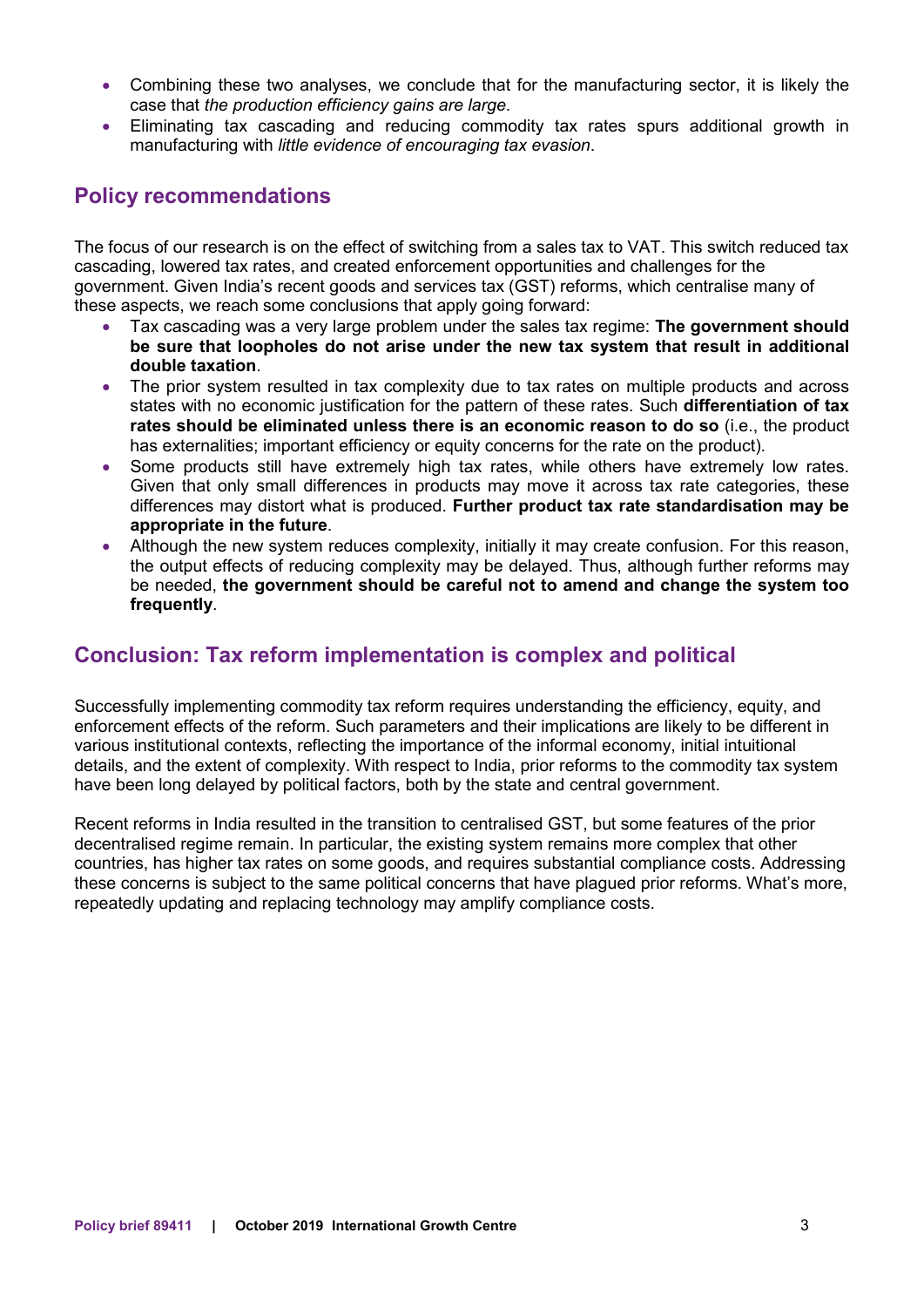- Combining these two analyses, we conclude that for the manufacturing sector, it is likely the case that *the production efficiency gains are large*.
- Eliminating tax cascading and reducing commodity tax rates spurs additional growth in manufacturing with *little evidence of encouraging tax evasion*.

## Policy recommendations

The focus of our research is on the effect of switching from a sales tax to VAT. This switch reduced tax cascading, lowered tax rates, and created enforcement opportunities and challenges for the government. Given India's recent goods and services tax (GST) reforms, which centralise many of these aspects, we reach some conclusions that apply going forward:

- Tax cascading was a very large problem under the sales tax regime: **The government should be sure that loopholes do not arise under the new tax system that result in additional double taxation**.
- The prior system resulted in tax complexity due to tax rates on multiple products and across states with no economic justification for the pattern of these rates. Such **differentiation of tax rates should be eliminated unless there is an economic reason to do so** (i.e., the product has externalities; important efficiency or equity concerns for the rate on the product).
- Some products still have extremely high tax rates, while others have extremely low rates. Given that only small differences in products may move it across tax rate categories, these differences may distort what is produced. **Further product tax rate standardisation may be appropriate in the future**.
- Although the new system reduces complexity, initially it may create confusion. For this reason, the output effects of reducing complexity may be delayed. Thus, although further reforms may be needed, **the government should be careful not to amend and change the system too frequently**.

## Conclusion: Tax reform implementation is complex and political

Successfully implementing commodity tax reform requires understanding the efficiency, equity, and enforcement effects of the reform. Such parameters and their implications are likely to be different in various institutional contexts, reflecting the importance of the informal economy, initial intuitional details, and the extent of complexity. With respect to India, prior reforms to the commodity tax system have been long delayed by political factors, both by the state and central government.

Recent reforms in India resulted in the transition to centralised GST, but some features of the prior decentralised regime remain. In particular, the existing system remains more complex that other countries, has higher tax rates on some goods, and requires substantial compliance costs. Addressing these concerns is subject to the same political concerns that have plagued prior reforms. What's more, repeatedly updating and replacing technology may amplify compliance costs.